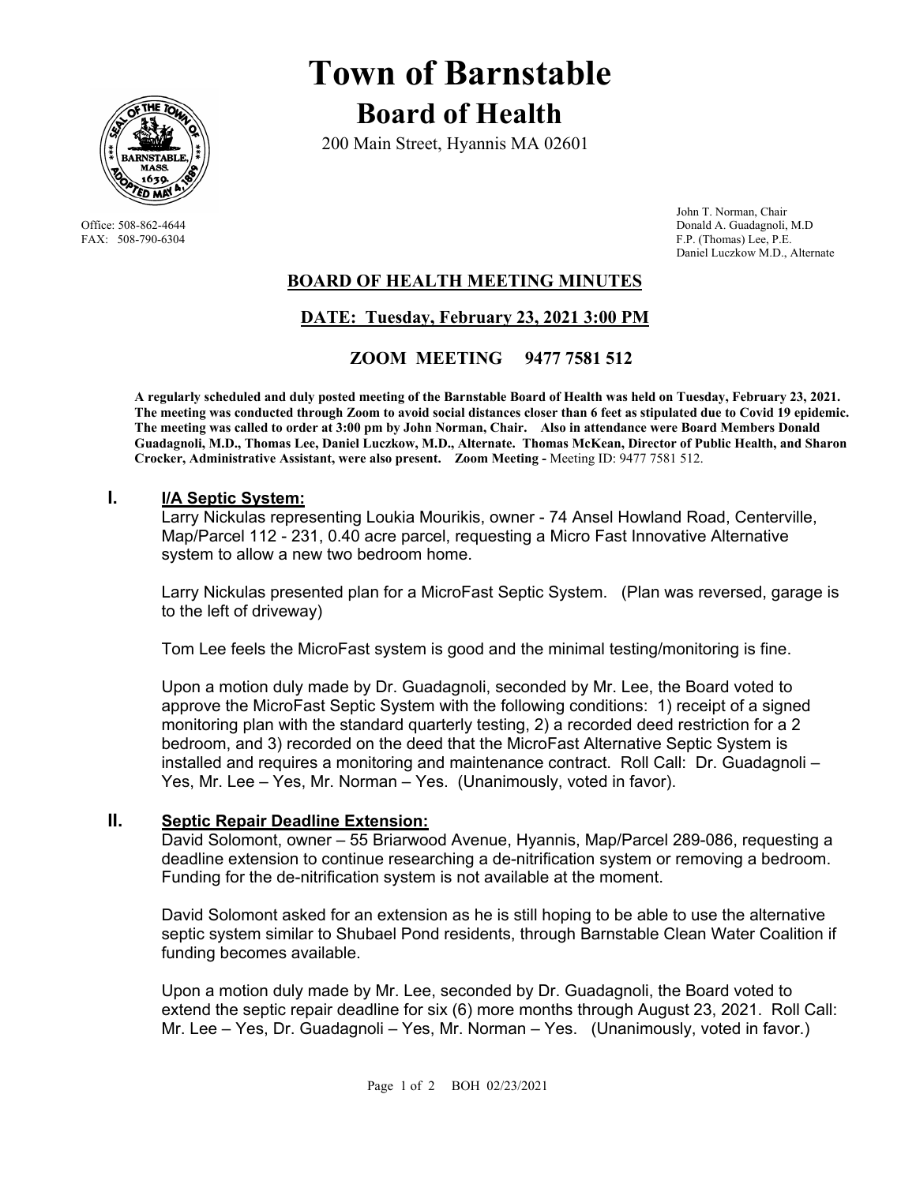# Town of Barnstable

## Board of Health

200 Main Street, Hyannis MA 02601

Office: 508-862-4644
FAX: 508-790-6304

John T. Norman, Chair
Donald A. Guadagnoli, M.D
F.P. (Thomas) Lee, P.E.
Daniel Luczkow M.D., Alternate

### BOARD OF HEALTH MEETING MINUTES

### DATE: Tuesday, February 23, 2021 3:00 PM

### ZOOM MEETING 9477 7581 512

**A regularly scheduled and duly posted meeting of the Barnstable Board of Health was held on Tuesday, February 23, 2021. The meeting was conducted through Zoom to avoid social distances closer than 6 feet as stipulated due to Covid 19 epidemic. The meeting was called to order at 3:00 pm by John Norman, Chair. Also in attendance were Board Members Donald Guadagnoli, M.D., Thomas Lee, Daniel Luczkow, M.D., Alternate. Thomas McKean, Director of Public Health, and Sharon Crocker, Administrative Assistant, were also present. Zoom Meeting -** Meeting ID: 9477 7581 512.

## I. I/A Septic System:

Larry Nickulas representing Loukia Mourikis, owner - 74 Ansel Howland Road, Centerville, Map/Parcel 112 - 231, 0.40 acre parcel, requesting a Micro Fast Innovative Alternative system to allow a new two bedroom home.

Larry Nickulas presented plan for a MicroFast Septic System. (Plan was reversed, garage is to the left of driveway)

Tom Lee feels the MicroFast system is good and the minimal testing/monitoring is fine.

Upon a motion duly made by Dr. Guadagnoli, seconded by Mr. Lee, the Board voted to approve the MicroFast Septic System with the following conditions: 1) receipt of a signed monitoring plan with the standard quarterly testing, 2) a recorded deed restriction for a 2 bedroom, and 3) recorded on the deed that the MicroFast Alternative Septic System is installed and requires a monitoring and maintenance contract. Roll Call: Dr. Guadagnoli – Yes, Mr. Lee – Yes, Mr. Norman – Yes. (Unanimously, voted in favor).

## II. Septic Repair Deadline Extension:

David Solomont, owner – 55 Briarwood Avenue, Hyannis, Map/Parcel 289-086, requesting a deadline extension to continue researching a de-nitrification system or removing a bedroom. Funding for the de-nitrification system is not available at the moment.

David Solomont asked for an extension as he is still hoping to be able to use the alternative septic system similar to Shubael Pond residents, through Barnstable Clean Water Coalition if funding becomes available.

Upon a motion duly made by Mr. Lee, seconded by Dr. Guadagnoli, the Board voted to extend the septic repair deadline for six (6) more months through August 23, 2021. Roll Call: Mr. Lee – Yes, Dr. Guadagnoli – Yes, Mr. Norman – Yes. (Unanimously, voted in favor.)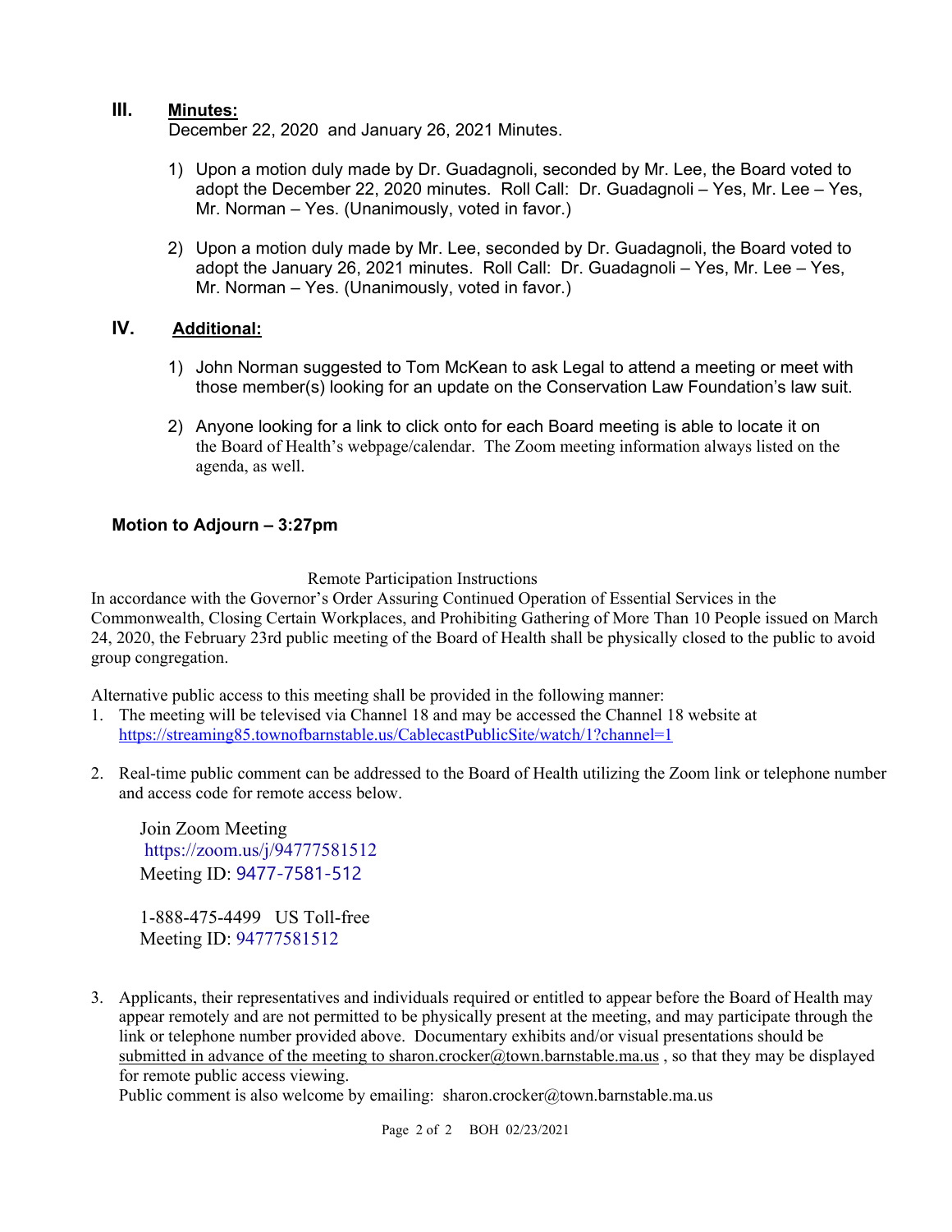## III. Minutes:

December 22, 2020 and January 26, 2021 Minutes.

1) Upon a motion duly made by Dr. Guadagnoli, seconded by Mr. Lee, the Board voted to adopt the December 22, 2020 minutes. Roll Call: Dr. Guadagnoli – Yes, Mr. Lee – Yes, Mr. Norman – Yes. (Unanimously, voted in favor.)

2) Upon a motion duly made by Mr. Lee, seconded by Dr. Guadagnoli, the Board voted to adopt the January 26, 2021 minutes. Roll Call: Dr. Guadagnoli – Yes, Mr. Lee – Yes, Mr. Norman – Yes. (Unanimously, voted in favor.)

## IV. Additional:

1) John Norman suggested to Tom McKean to ask Legal to attend a meeting or meet with those member(s) looking for an update on the Conservation Law Foundation's law suit.

2) Anyone looking for a link to click onto for each Board meeting is able to locate it on the Board of Health's webpage/calendar. The Zoom meeting information always listed on the agenda, as well.

**Motion to Adjourn – 3:27pm**

Remote Participation Instructions

In accordance with the Governor's Order Assuring Continued Operation of Essential Services in the Commonwealth, Closing Certain Workplaces, and Prohibiting Gathering of More Than 10 People issued on March 24, 2020, the February 23rd public meeting of the Board of Health shall be physically closed to the public to avoid group congregation.

Alternative public access to this meeting shall be provided in the following manner:

1. The meeting will be televised via Channel 18 and may be accessed the Channel 18 website at https://streaming85.townofbarnstable.us/CablecastPublicSite/watch/1?channel=1

2. Real-time public comment can be addressed to the Board of Health utilizing the Zoom link or telephone number and access code for remote access below.

   Join Zoom Meeting
   https://zoom.us/j/94777581512
   Meeting ID: 9477-7581-512

   1-888-475-4499 US Toll-free
   Meeting ID: 94777581512

3. Applicants, their representatives and individuals required or entitled to appear before the Board of Health may appear remotely and are not permitted to be physically present at the meeting, and may participate through the link or telephone number provided above. Documentary exhibits and/or visual presentations should be submitted in advance of the meeting to sharon.crocker@town.barnstable.ma.us , so that they may be displayed for remote public access viewing.
   Public comment is also welcome by emailing: sharon.crocker@town.barnstable.ma.us